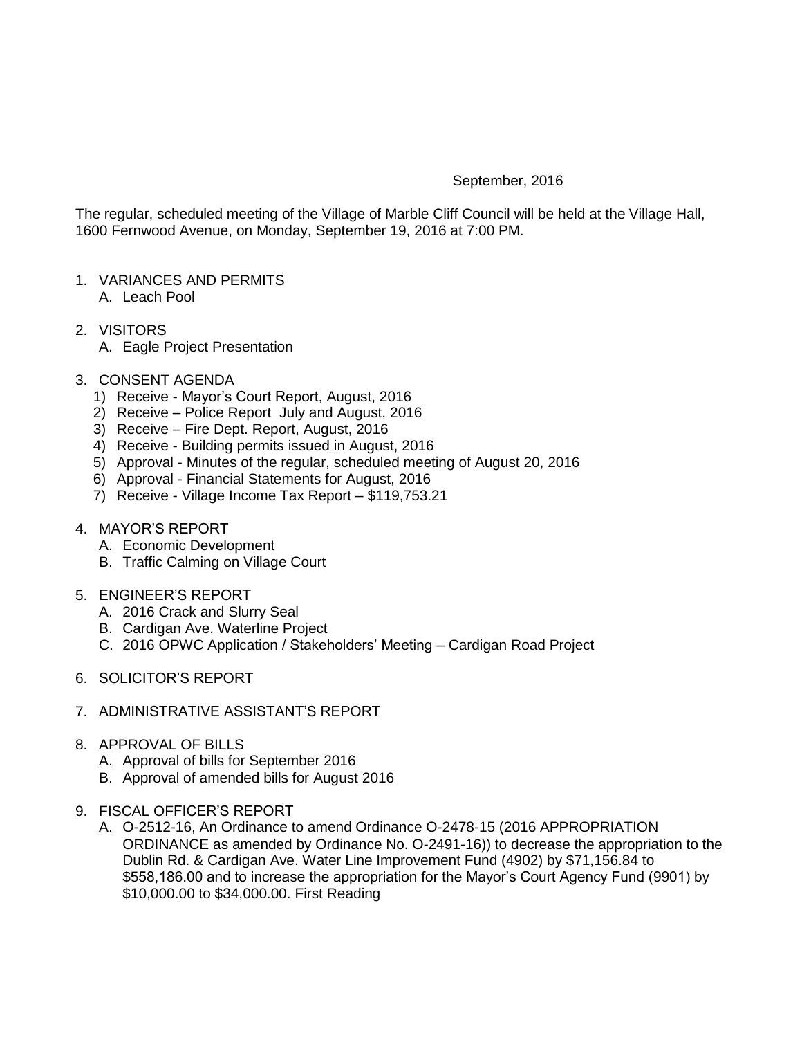September, 2016

The regular, scheduled meeting of the Village of Marble Cliff Council will be held at the Village Hall, 1600 Fernwood Avenue, on Monday, September 19, 2016 at 7:00 PM.

1. VARIANCES AND PERMITS
   A. Leach Pool

2. VISITORS
   A. Eagle Project Presentation

3. CONSENT AGENDA
   1) Receive - Mayor's Court Report, August, 2016
   2) Receive – Police Report July and August, 2016
   3) Receive – Fire Dept. Report, August, 2016
   4) Receive - Building permits issued in August, 2016
   5) Approval - Minutes of the regular, scheduled meeting of August 20, 2016
   6) Approval - Financial Statements for August, 2016
   7) Receive - Village Income Tax Report – $119,753.21

4. MAYOR'S REPORT
   A. Economic Development
   B. Traffic Calming on Village Court

5. ENGINEER'S REPORT
   A. 2016 Crack and Slurry Seal
   B. Cardigan Ave. Waterline Project
   C. 2016 OPWC Application / Stakeholders' Meeting – Cardigan Road Project

6. SOLICITOR'S REPORT

7. ADMINISTRATIVE ASSISTANT'S REPORT

8. APPROVAL OF BILLS
   A. Approval of bills for September 2016
   B. Approval of amended bills for August 2016

9. FISCAL OFFICER'S REPORT
   A. O-2512-16, An Ordinance to amend Ordinance O-2478-15 (2016 APPROPRIATION ORDINANCE as amended by Ordinance No. O-2491-16)) to decrease the appropriation to the Dublin Rd. & Cardigan Ave. Water Line Improvement Fund (4902) by $71,156.84 to $558,186.00 and to increase the appropriation for the Mayor's Court Agency Fund (9901) by $10,000.00 to $34,000.00. First Reading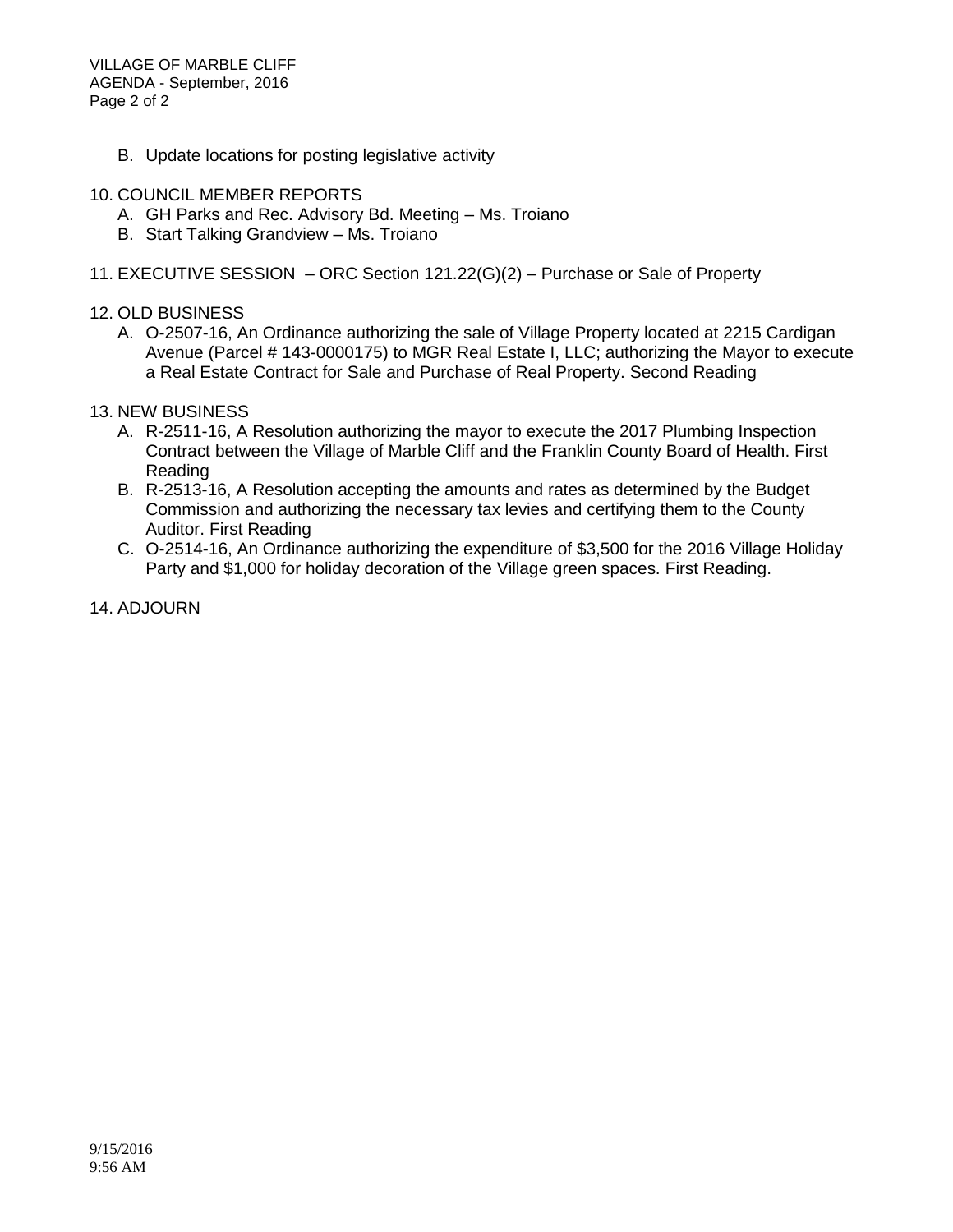B. Update locations for posting legislative activity

10. COUNCIL MEMBER REPORTS
    A. GH Parks and Rec. Advisory Bd. Meeting – Ms. Troiano
    B. Start Talking Grandview – Ms. Troiano

11. EXECUTIVE SESSION – ORC Section 121.22(G)(2) – Purchase or Sale of Property

12. OLD BUSINESS
    A. O-2507-16, An Ordinance authorizing the sale of Village Property located at 2215 Cardigan Avenue (Parcel # 143-0000175) to MGR Real Estate I, LLC; authorizing the Mayor to execute a Real Estate Contract for Sale and Purchase of Real Property. Second Reading

13. NEW BUSINESS
    A. R-2511-16, A Resolution authorizing the mayor to execute the 2017 Plumbing Inspection Contract between the Village of Marble Cliff and the Franklin County Board of Health. First Reading
    B. R-2513-16, A Resolution accepting the amounts and rates as determined by the Budget Commission and authorizing the necessary tax levies and certifying them to the County Auditor. First Reading
    C. O-2514-16, An Ordinance authorizing the expenditure of $3,500 for the 2016 Village Holiday Party and $1,000 for holiday decoration of the Village green spaces. First Reading.

14. ADJOURN

9/15/2016
9:56 AM